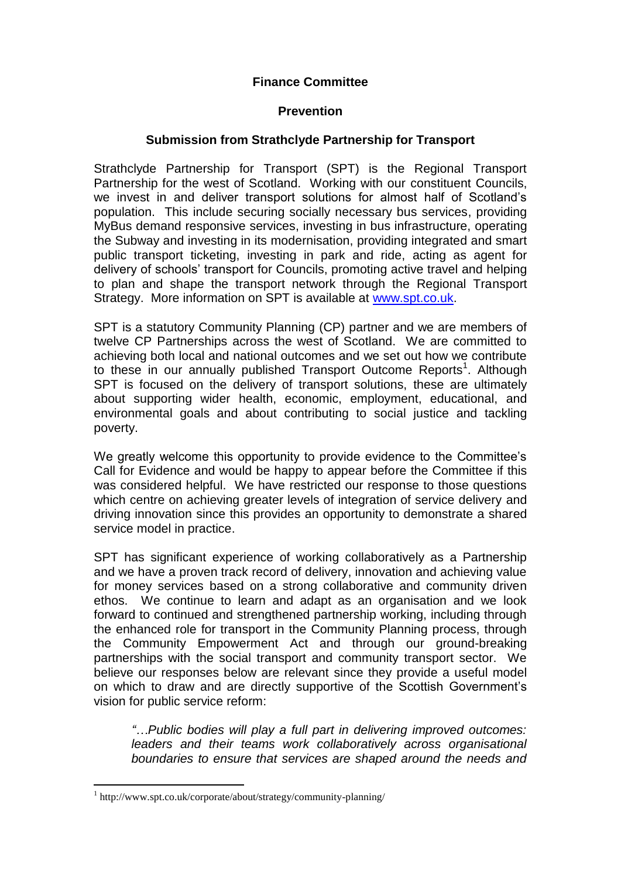**Finance Committee**

**Prevention**

**Submission from Strathclyde Partnership for Transport**

Strathclyde Partnership for Transport (SPT) is the Regional Transport Partnership for the west of Scotland. Working with our constituent Councils, we invest in and deliver transport solutions for almost half of Scotland's population. This include securing socially necessary bus services, providing MyBus demand responsive services, investing in bus infrastructure, operating the Subway and investing in its modernisation, providing integrated and smart public transport ticketing, investing in park and ride, acting as agent for delivery of schools' transport for Councils, promoting active travel and helping to plan and shape the transport network through the Regional Transport Strategy. More information on SPT is available at [www.spt.co.uk](www.spt.co.uk).

SPT is a statutory Community Planning (CP) partner and we are members of twelve CP Partnerships across the west of Scotland. We are committed to achieving both local and national outcomes and we set out how we contribute to these in our annually published Transport Outcome Reports[1]. Although SPT is focused on the delivery of transport solutions, these are ultimately about supporting wider health, economic, employment, educational, and environmental goals and about contributing to social justice and tackling poverty.

We greatly welcome this opportunity to provide evidence to the Committee's Call for Evidence and would be happy to appear before the Committee if this was considered helpful. We have restricted our response to those questions which centre on achieving greater levels of integration of service delivery and driving innovation since this provides an opportunity to demonstrate a shared service model in practice.

SPT has significant experience of working collaboratively as a Partnership and we have a proven track record of delivery, innovation and achieving value for money services based on a strong collaborative and community driven ethos. We continue to learn and adapt as an organisation and we look forward to continued and strengthened partnership working, including through the enhanced role for transport in the Community Planning process, through the Community Empowerment Act and through our ground-breaking partnerships with the social transport and community transport sector. We believe our responses below are relevant since they provide a useful model on which to draw and are directly supportive of the Scottish Government's vision for public service reform:

> *"…Public bodies will play a full part in delivering improved outcomes: leaders and their teams work collaboratively across organisational boundaries to ensure that services are shaped around the needs and*

[1] http://www.spt.co.uk/corporate/about/strategy/community-planning/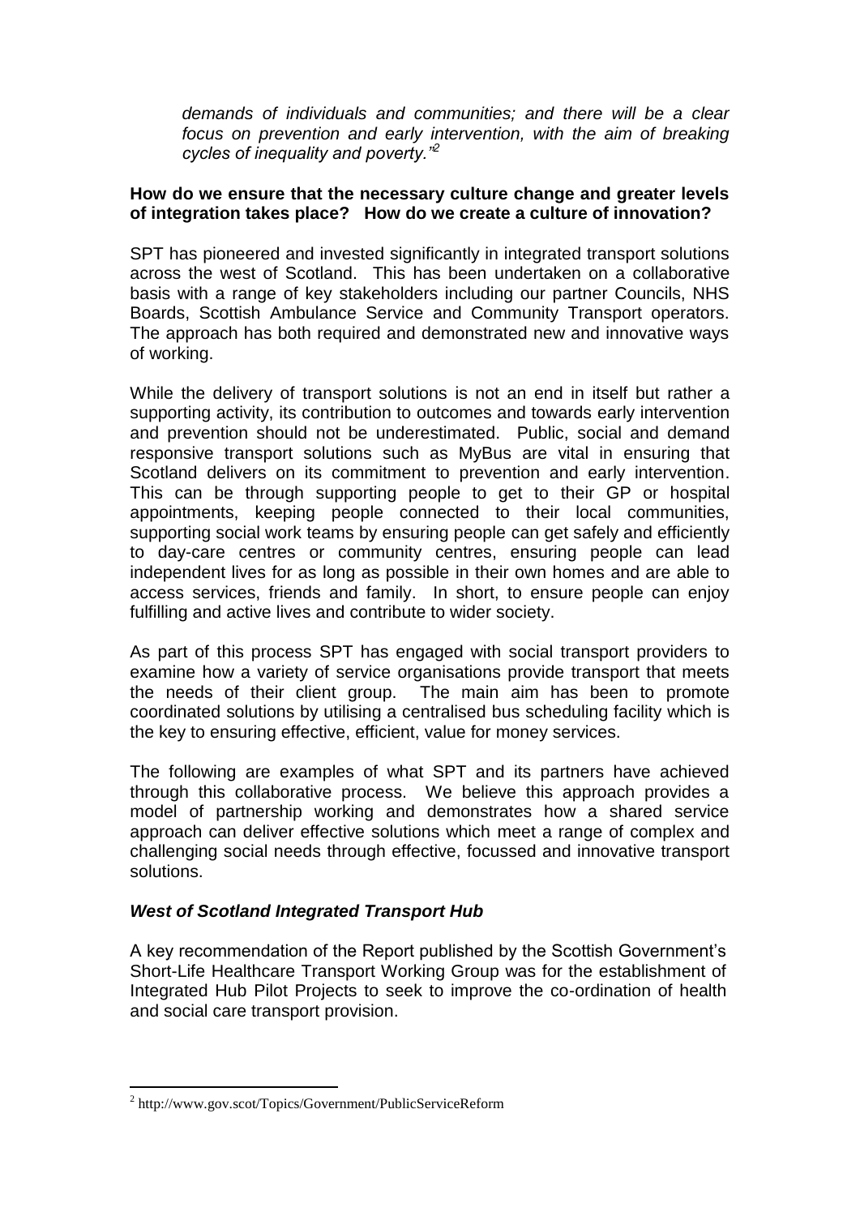*demands of individuals and communities; and there will be a clear focus on prevention and early intervention, with the aim of breaking cycles of inequality and poverty."*[2]

**How do we ensure that the necessary culture change and greater levels of integration takes place? How do we create a culture of innovation?**

SPT has pioneered and invested significantly in integrated transport solutions across the west of Scotland. This has been undertaken on a collaborative basis with a range of key stakeholders including our partner Councils, NHS Boards, Scottish Ambulance Service and Community Transport operators. The approach has both required and demonstrated new and innovative ways of working.

While the delivery of transport solutions is not an end in itself but rather a supporting activity, its contribution to outcomes and towards early intervention and prevention should not be underestimated. Public, social and demand responsive transport solutions such as MyBus are vital in ensuring that Scotland delivers on its commitment to prevention and early intervention. This can be through supporting people to get to their GP or hospital appointments, keeping people connected to their local communities, supporting social work teams by ensuring people can get safely and efficiently to day-care centres or community centres, ensuring people can lead independent lives for as long as possible in their own homes and are able to access services, friends and family. In short, to ensure people can enjoy fulfilling and active lives and contribute to wider society.

As part of this process SPT has engaged with social transport providers to examine how a variety of service organisations provide transport that meets the needs of their client group. The main aim has been to promote coordinated solutions by utilising a centralised bus scheduling facility which is the key to ensuring effective, efficient, value for money services.

The following are examples of what SPT and its partners have achieved through this collaborative process. We believe this approach provides a model of partnership working and demonstrates how a shared service approach can deliver effective solutions which meet a range of complex and challenging social needs through effective, focussed and innovative transport solutions.

***West of Scotland Integrated Transport Hub***

A key recommendation of the Report published by the Scottish Government's Short-Life Healthcare Transport Working Group was for the establishment of Integrated Hub Pilot Projects to seek to improve the co-ordination of health and social care transport provision.

[2] http://www.gov.scot/Topics/Government/PublicServiceReform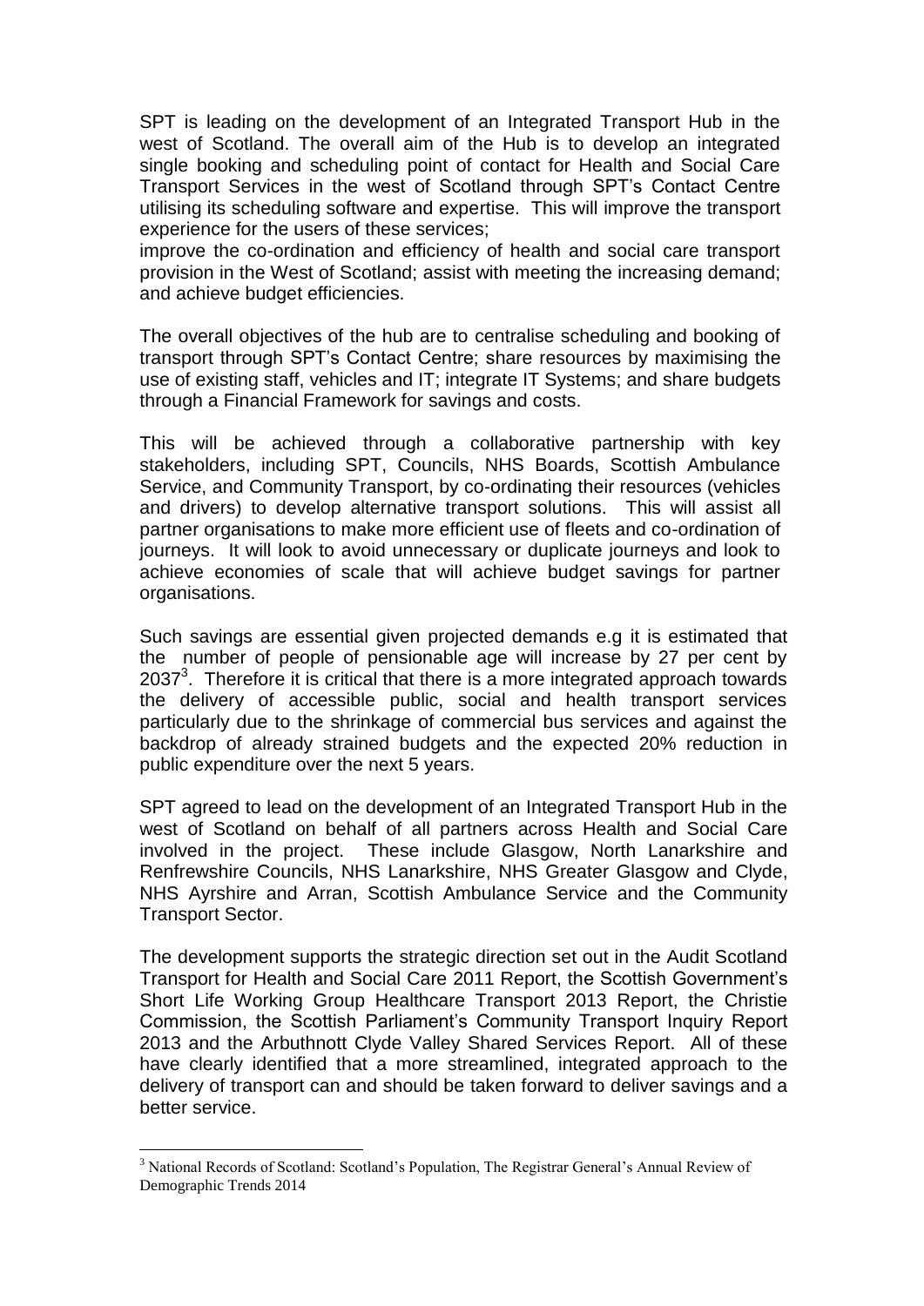SPT is leading on the development of an Integrated Transport Hub in the west of Scotland. The overall aim of the Hub is to develop an integrated single booking and scheduling point of contact for Health and Social Care Transport Services in the west of Scotland through SPT's Contact Centre utilising its scheduling software and expertise. This will improve the transport experience for the users of these services;
improve the co-ordination and efficiency of health and social care transport provision in the West of Scotland; assist with meeting the increasing demand; and achieve budget efficiencies.

The overall objectives of the hub are to centralise scheduling and booking of transport through SPT's Contact Centre; share resources by maximising the use of existing staff, vehicles and IT; integrate IT Systems; and share budgets through a Financial Framework for savings and costs.

This will be achieved through a collaborative partnership with key stakeholders, including SPT, Councils, NHS Boards, Scottish Ambulance Service, and Community Transport, by co-ordinating their resources (vehicles and drivers) to develop alternative transport solutions. This will assist all partner organisations to make more efficient use of fleets and co-ordination of journeys. It will look to avoid unnecessary or duplicate journeys and look to achieve economies of scale that will achieve budget savings for partner organisations.

Such savings are essential given projected demands e.g it is estimated that the number of people of pensionable age will increase by 27 per cent by 2037[3]. Therefore it is critical that there is a more integrated approach towards the delivery of accessible public, social and health transport services particularly due to the shrinkage of commercial bus services and against the backdrop of already strained budgets and the expected 20% reduction in public expenditure over the next 5 years.

SPT agreed to lead on the development of an Integrated Transport Hub in the west of Scotland on behalf of all partners across Health and Social Care involved in the project. These include Glasgow, North Lanarkshire and Renfrewshire Councils, NHS Lanarkshire, NHS Greater Glasgow and Clyde, NHS Ayrshire and Arran, Scottish Ambulance Service and the Community Transport Sector.

The development supports the strategic direction set out in the Audit Scotland Transport for Health and Social Care 2011 Report, the Scottish Government's Short Life Working Group Healthcare Transport 2013 Report, the Christie Commission, the Scottish Parliament's Community Transport Inquiry Report 2013 and the Arbuthnott Clyde Valley Shared Services Report. All of these have clearly identified that a more streamlined, integrated approach to the delivery of transport can and should be taken forward to deliver savings and a better service.

---

[3] National Records of Scotland: Scotland's Population, The Registrar General's Annual Review of Demographic Trends 2014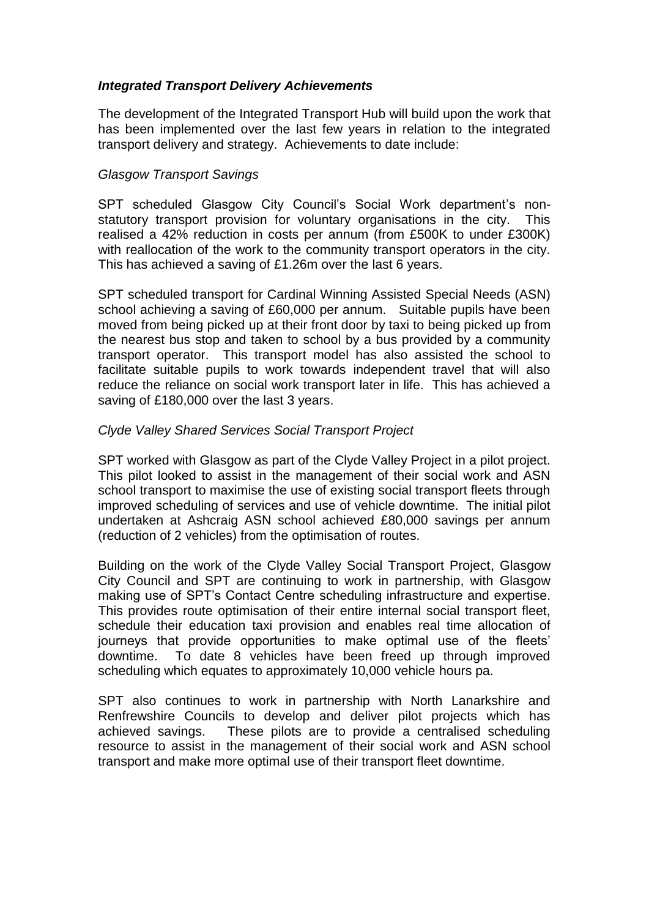### *Integrated Transport Delivery Achievements*

The development of the Integrated Transport Hub will build upon the work that has been implemented over the last few years in relation to the integrated transport delivery and strategy. Achievements to date include:

*Glasgow Transport Savings*

SPT scheduled Glasgow City Council's Social Work department's non-statutory transport provision for voluntary organisations in the city. This realised a 42% reduction in costs per annum (from £500K to under £300K) with reallocation of the work to the community transport operators in the city. This has achieved a saving of £1.26m over the last 6 years.

SPT scheduled transport for Cardinal Winning Assisted Special Needs (ASN) school achieving a saving of £60,000 per annum. Suitable pupils have been moved from being picked up at their front door by taxi to being picked up from the nearest bus stop and taken to school by a bus provided by a community transport operator. This transport model has also assisted the school to facilitate suitable pupils to work towards independent travel that will also reduce the reliance on social work transport later in life. This has achieved a saving of £180,000 over the last 3 years.

*Clyde Valley Shared Services Social Transport Project*

SPT worked with Glasgow as part of the Clyde Valley Project in a pilot project. This pilot looked to assist in the management of their social work and ASN school transport to maximise the use of existing social transport fleets through improved scheduling of services and use of vehicle downtime. The initial pilot undertaken at Ashcraig ASN school achieved £80,000 savings per annum (reduction of 2 vehicles) from the optimisation of routes.

Building on the work of the Clyde Valley Social Transport Project, Glasgow City Council and SPT are continuing to work in partnership, with Glasgow making use of SPT's Contact Centre scheduling infrastructure and expertise. This provides route optimisation of their entire internal social transport fleet, schedule their education taxi provision and enables real time allocation of journeys that provide opportunities to make optimal use of the fleets' downtime. To date 8 vehicles have been freed up through improved scheduling which equates to approximately 10,000 vehicle hours pa.

SPT also continues to work in partnership with North Lanarkshire and Renfrewshire Councils to develop and deliver pilot projects which has achieved savings. These pilots are to provide a centralised scheduling resource to assist in the management of their social work and ASN school transport and make more optimal use of their transport fleet downtime.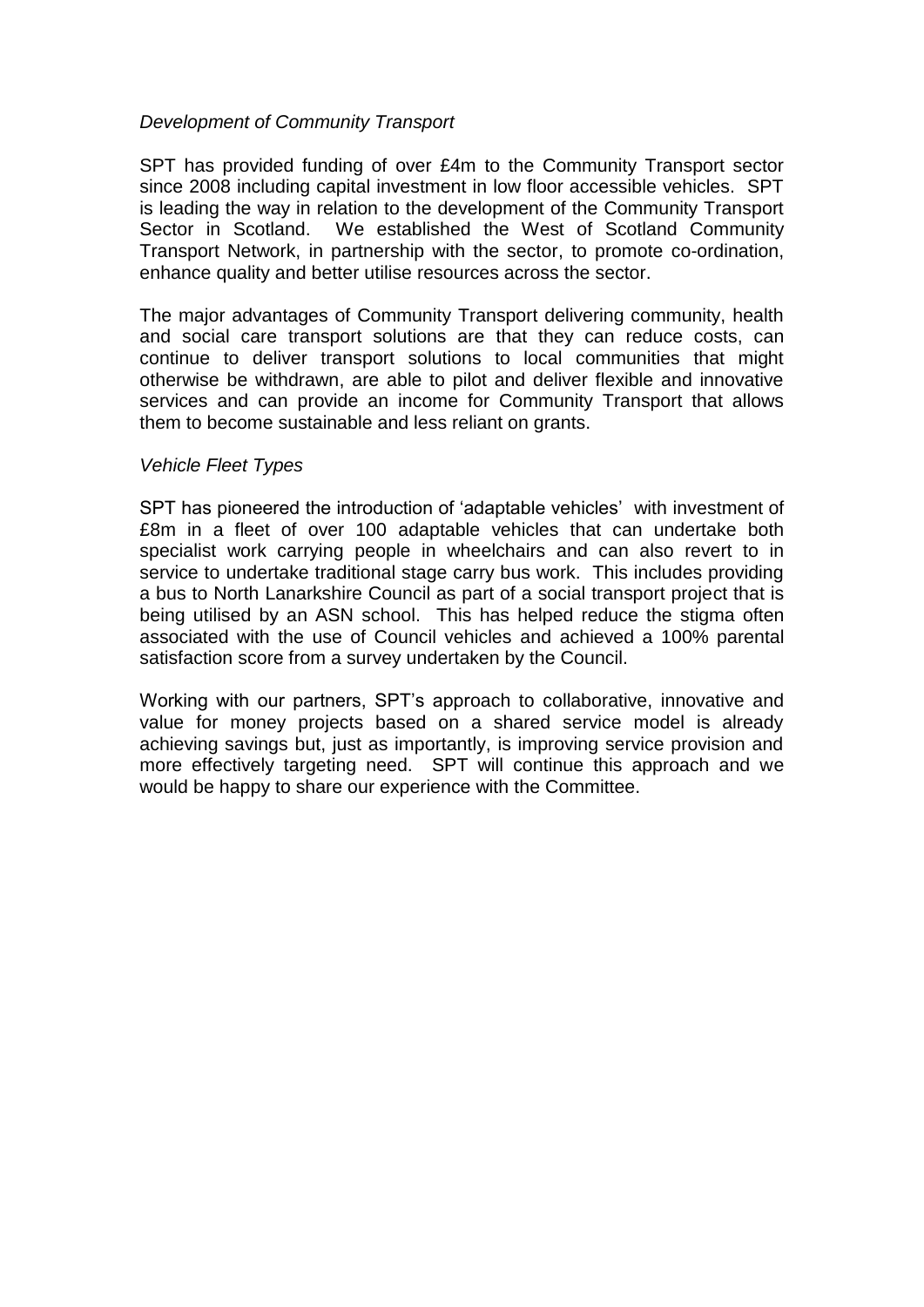*Development of Community Transport*

SPT has provided funding of over £4m to the Community Transport sector since 2008 including capital investment in low floor accessible vehicles. SPT is leading the way in relation to the development of the Community Transport Sector in Scotland. We established the West of Scotland Community Transport Network, in partnership with the sector, to promote co-ordination, enhance quality and better utilise resources across the sector.

The major advantages of Community Transport delivering community, health and social care transport solutions are that they can reduce costs, can continue to deliver transport solutions to local communities that might otherwise be withdrawn, are able to pilot and deliver flexible and innovative services and can provide an income for Community Transport that allows them to become sustainable and less reliant on grants.

*Vehicle Fleet Types*

SPT has pioneered the introduction of 'adaptable vehicles' with investment of £8m in a fleet of over 100 adaptable vehicles that can undertake both specialist work carrying people in wheelchairs and can also revert to in service to undertake traditional stage carry bus work. This includes providing a bus to North Lanarkshire Council as part of a social transport project that is being utilised by an ASN school. This has helped reduce the stigma often associated with the use of Council vehicles and achieved a 100% parental satisfaction score from a survey undertaken by the Council.

Working with our partners, SPT's approach to collaborative, innovative and value for money projects based on a shared service model is already achieving savings but, just as importantly, is improving service provision and more effectively targeting need. SPT will continue this approach and we would be happy to share our experience with the Committee.